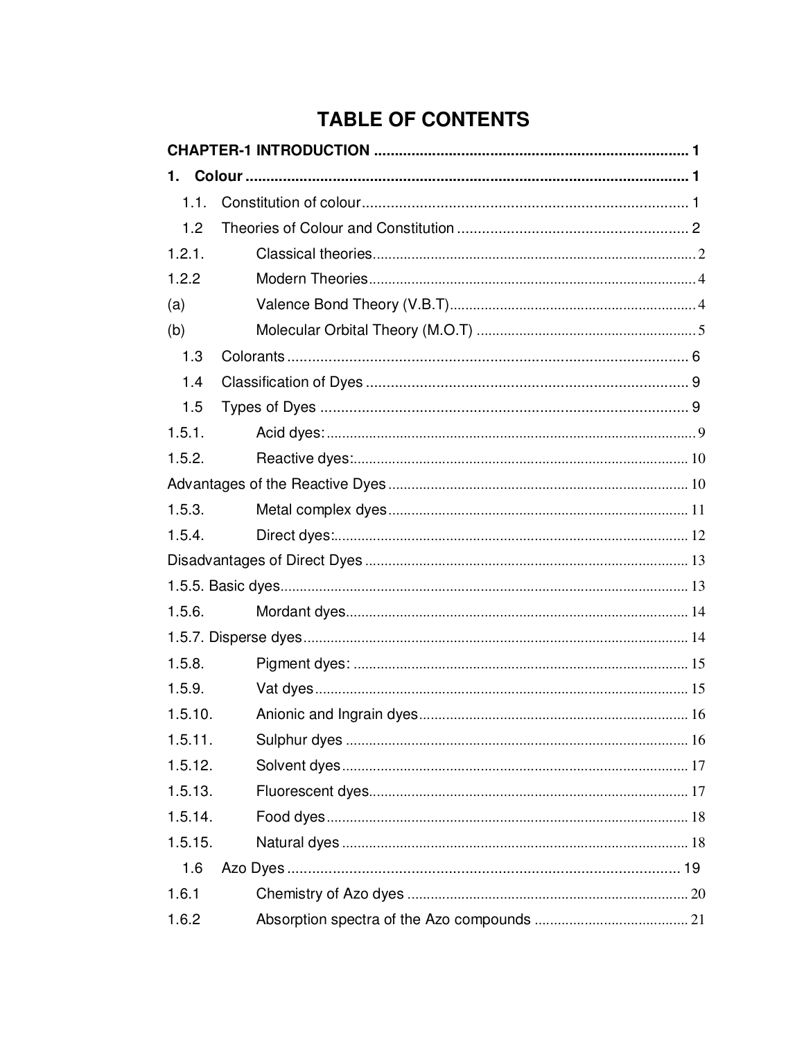# TABLE OF CONTENTS

**CHAPTER-1 INTRODUCTION** ........ 1

**1. Colour** ........ 1

1.1. Constitution of colour ........ 1

1.2 Theories of Colour and Constitution ........ 2

1.2.1. Classical theories ........ 2

1.2.2 Modern Theories ........ 4

(a) Valence Bond Theory (V.B.T) ........ 4

(b) Molecular Orbital Theory (M.O.T) ........ 5

1.3 Colorants ........ 6

1.4 Classification of Dyes ........ 9

1.5 Types of Dyes ........ 9

1.5.1. Acid dyes: ........ 9

1.5.2. Reactive dyes: ........ 10

Advantages of the Reactive Dyes ........ 10

1.5.3. Metal complex dyes ........ 11

1.5.4. Direct dyes: ........ 12

Disadvantages of Direct Dyes ........ 13

1.5.5. Basic dyes ........ 13

1.5.6. Mordant dyes ........ 14

1.5.7. Disperse dyes ........ 14

1.5.8. Pigment dyes: ........ 15

1.5.9. Vat dyes ........ 15

1.5.10. Anionic and Ingrain dyes ........ 16

1.5.11. Sulphur dyes ........ 16

1.5.12. Solvent dyes ........ 17

1.5.13. Fluorescent dyes ........ 17

1.5.14. Food dyes ........ 18

1.5.15. Natural dyes ........ 18

1.6 Azo Dyes ........ 19

1.6.1 Chemistry of Azo dyes ........ 20

1.6.2 Absorption spectra of the Azo compounds ........ 21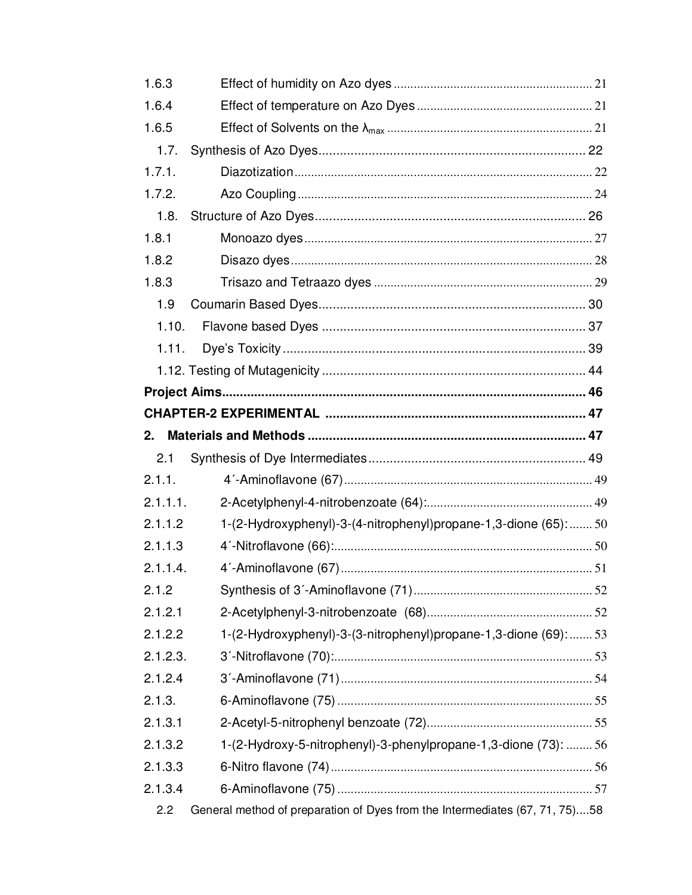| | | |
|---|---|---|
| 1.6.3 | Effect of humidity on Azo dyes | 21 |
| 1.6.4 | Effect of temperature on Azo Dyes | 21 |
| 1.6.5 | Effect of Solvents on the $\lambda_{max}$ | 21 |
| 1.7. | Synthesis of Azo Dyes | 22 |
| 1.7.1. | Diazotization | 22 |
| 1.7.2. | Azo Coupling | 24 |
| 1.8. | Structure of Azo Dyes | 26 |
| 1.8.1 | Monoazo dyes | 27 |
| 1.8.2 | Disazo dyes | 28 |
| 1.8.3 | Trisazo and Tetraazo dyes | 29 |
| 1.9 | Coumarin Based Dyes | 30 |
| 1.10. | Flavone based Dyes | 37 |
| 1.11. | Dye's Toxicity | 39 |
| 1.12. | Testing of Mutagenicity | 44 |
| **Project Aims** | | **46** |
| **CHAPTER-2 EXPERIMENTAL** | | **47** |
| **2.** | **Materials and Methods** | **47** |
| 2.1 | Synthesis of Dye Intermediates | 49 |
| 2.1.1. | 4´-Aminoflavone (67) | 49 |
| 2.1.1.1. | 2-Acetylphenyl-4-nitrobenzoate (64): | 49 |
| 2.1.1.2 | 1-(2-Hydroxyphenyl)-3-(4-nitrophenyl)propane-1,3-dione (65): | 50 |
| 2.1.1.3 | 4´-Nitroflavone (66): | 50 |
| 2.1.1.4. | 4´-Aminoflavone (67) | 51 |
| 2.1.2 | Synthesis of 3´-Aminoflavone (71) | 52 |
| 2.1.2.1 | 2-Acetylphenyl-3-nitrobenzoate (68) | 52 |
| 2.1.2.2 | 1-(2-Hydroxyphenyl)-3-(3-nitrophenyl)propane-1,3-dione (69): | 53 |
| 2.1.2.3. | 3´-Nitroflavone (70): | 53 |
| 2.1.2.4 | 3´-Aminoflavone (71) | 54 |
| 2.1.3. | 6-Aminoflavone (75) | 55 |
| 2.1.3.1 | 2-Acetyl-5-nitrophenyl benzoate (72) | 55 |
| 2.1.3.2 | 1-(2-Hydroxy-5-nitrophenyl)-3-phenylpropane-1,3-dione (73): | 56 |
| 2.1.3.3 | 6-Nitro flavone (74) | 56 |
| 2.1.3.4 | 6-Aminoflavone (75) | 57 |
| 2.2 | General method of preparation of Dyes from the Intermediates (67, 71, 75) | 58 |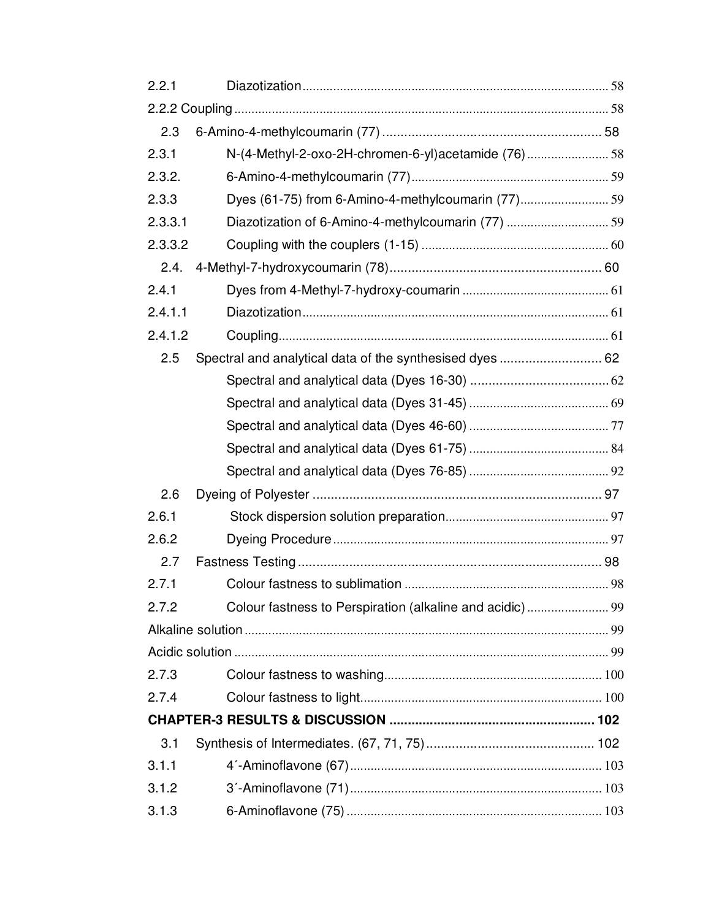2.2.1 Diazotization ........................................................................................ 58

2.2.2 Coupling ............................................................................................. 58

2.3 6-Amino-4-methylcoumarin (77) ............................................................ 58

2.3.1 N-(4-Methyl-2-oxo-2H-chromen-6-yl)acetamide (76) ........................ 58

2.3.2. 6-Amino-4-methylcoumarin (77) .......................................................... 59

2.3.3 Dyes (61-75) from 6-Amino-4-methylcoumarin (77) .......................... 59

2.3.3.1 Diazotization of 6-Amino-4-methylcoumarin (77) .............................. 59

2.3.3.2 Coupling with the couplers (1-15) ....................................................... 60

2.4. 4-Methyl-7-hydroxycoumarin (78) .......................................................... 60

2.4.1 Dyes from 4-Methyl-7-hydroxy-coumarin ........................................... 61

2.4.1.1 Diazotization ........................................................................................ 61

2.4.1.2 Coupling ............................................................................................... 61

2.5 Spectral and analytical data of the synthesised dyes ............................ 62

Spectral and analytical data (Dyes 16-30) ...................................... 62

Spectral and analytical data (Dyes 31-45) ........................................ 69

Spectral and analytical data (Dyes 46-60) ........................................ 77

Spectral and analytical data (Dyes 61-75) ........................................ 84

Spectral and analytical data (Dyes 76-85) ........................................ 92

2.6 Dyeing of Polyester ............................................................................... 97

2.6.1 Stock dispersion solution preparation ................................................ 97

2.6.2 Dyeing Procedure ................................................................................ 97

2.7 Fastness Testing ................................................................................... 98

2.7.1 Colour fastness to sublimation ............................................................ 98

2.7.2 Colour fastness to Perspiration (alkaline and acidic) ........................ 99

Alkaline solution .......................................................................................... 99

Acidic solution ............................................................................................. 99

2.7.3 Colour fastness to washing ................................................................ 100

2.7.4 Colour fastness to light ....................................................................... 100

**CHAPTER-3 RESULTS & DISCUSSION ....................................................... 102**

3.1 Synthesis of Intermediates. (67, 71, 75) .............................................. 102

3.1.1 4´-Aminoflavone (67) .......................................................................... 103

3.1.2 3´-Aminoflavone (71) .......................................................................... 103

3.1.3 6-Aminoflavone (75) ........................................................................... 103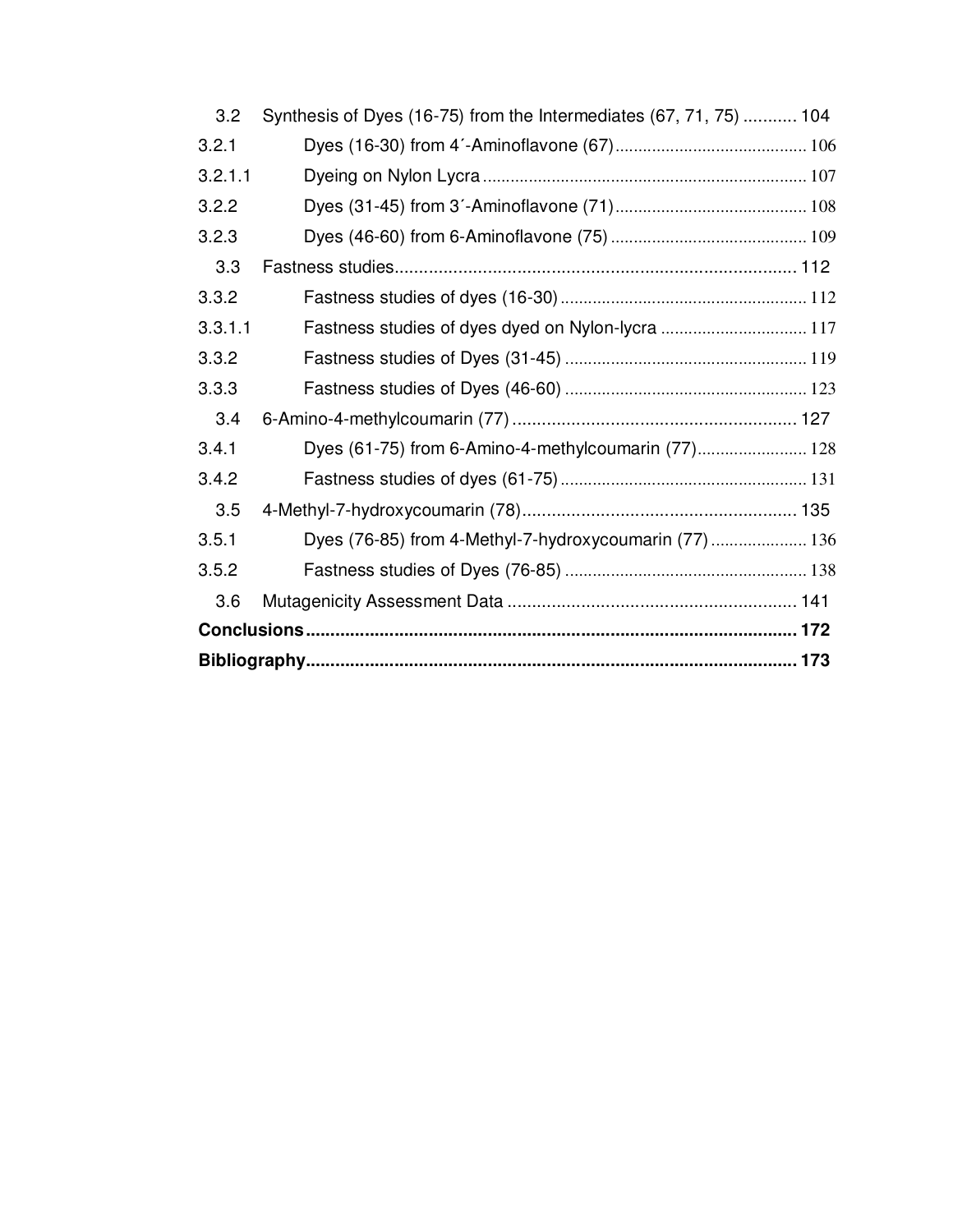| | | |
|---|---|---|
| 3.2 | Synthesis of Dyes (16-75) from the Intermediates (67, 71, 75) | 104 |
| 3.2.1 | Dyes (16-30) from 4´-Aminoflavone (67) | 106 |
| 3.2.1.1 | Dyeing on Nylon Lycra | 107 |
| 3.2.2 | Dyes (31-45) from 3´-Aminoflavone (71) | 108 |
| 3.2.3 | Dyes (46-60) from 6-Aminoflavone (75) | 109 |
| 3.3 | Fastness studies | 112 |
| 3.3.2 | Fastness studies of dyes (16-30) | 112 |
| 3.3.1.1 | Fastness studies of dyes dyed on Nylon-lycra | 117 |
| 3.3.2 | Fastness studies of Dyes (31-45) | 119 |
| 3.3.3 | Fastness studies of Dyes (46-60) | 123 |
| 3.4 | 6-Amino-4-methylcoumarin (77) | 127 |
| 3.4.1 | Dyes (61-75) from 6-Amino-4-methylcoumarin (77) | 128 |
| 3.4.2 | Fastness studies of dyes (61-75) | 131 |
| 3.5 | 4-Methyl-7-hydroxycoumarin (78) | 135 |
| 3.5.1 | Dyes (76-85) from 4-Methyl-7-hydroxycoumarin (77) | 136 |
| 3.5.2 | Fastness studies of Dyes (76-85) | 138 |
| 3.6 | Mutagenicity Assessment Data | 141 |
| **Conclusions** | | **172** |
| **Bibliography** | | **173** |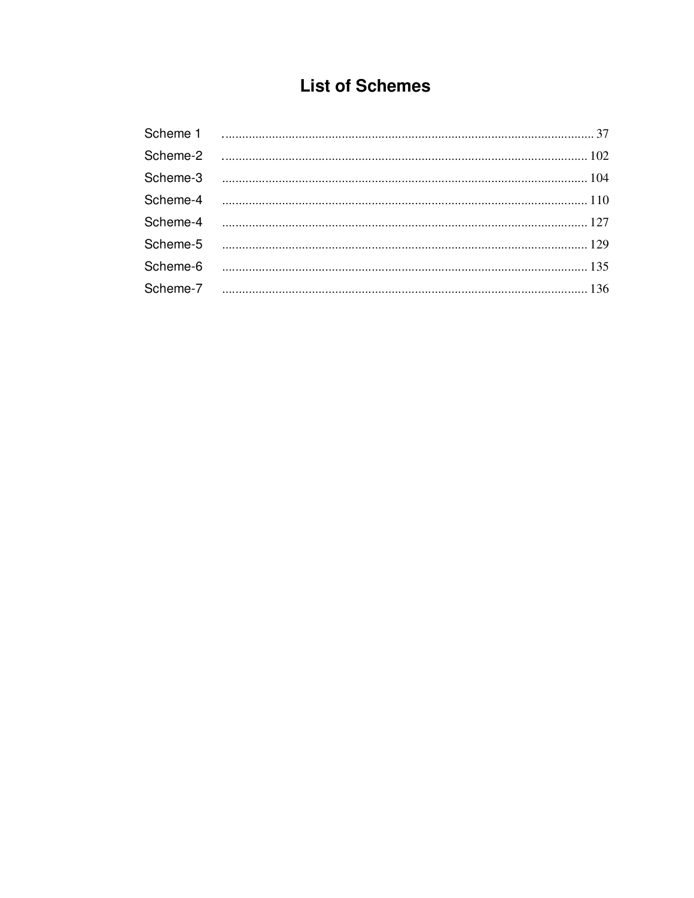# List of Schemes

Scheme 1 ................................................ 37
Scheme-2 ................................................ 102
Scheme-3 ................................................ 104
Scheme-4 ................................................ 110
Scheme-4 ................................................ 127
Scheme-5 ................................................ 129
Scheme-6 ................................................ 135
Scheme-7 ................................................ 136